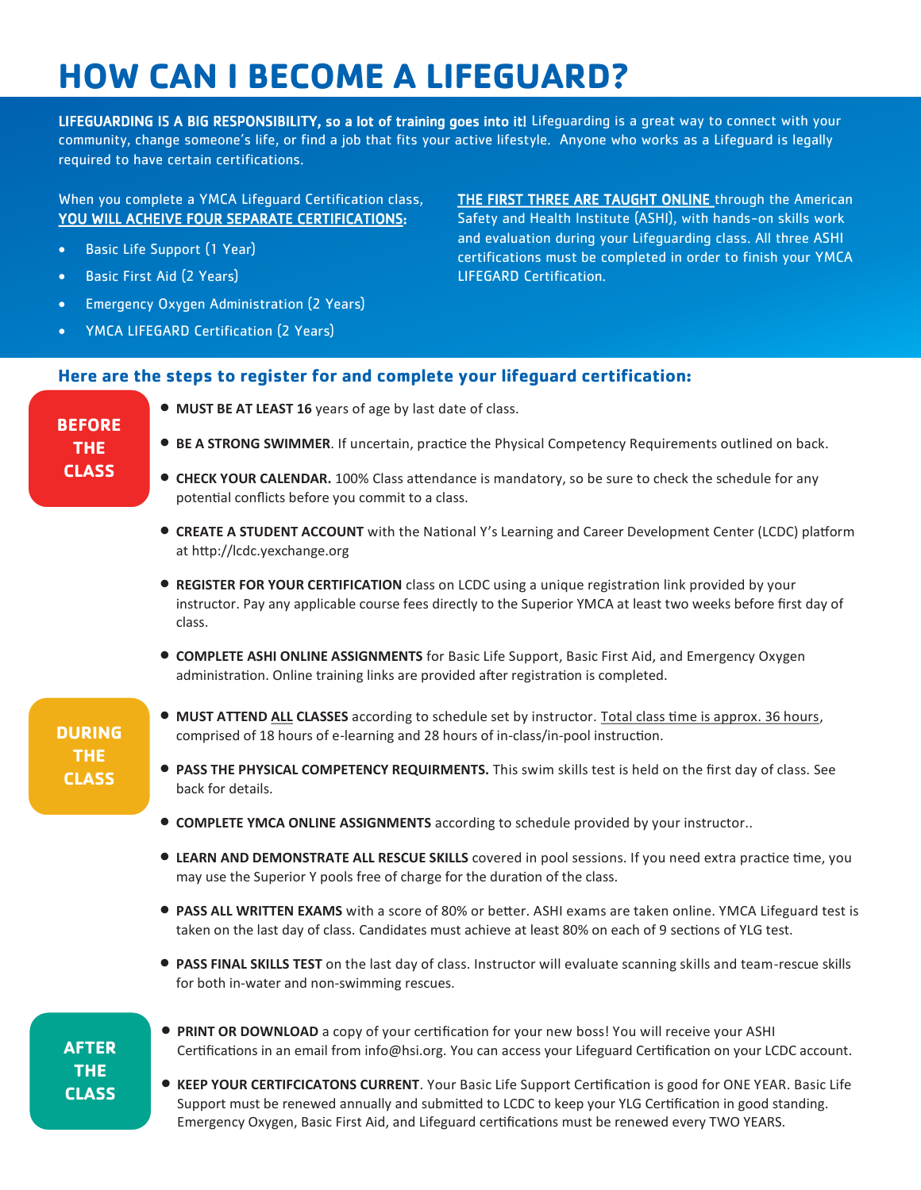# HOW CAN I BECOME A LIFEGUARD?

**LIFEGUARDING IS A BIG RESPONSIBILITY, so a lot of training goes into it!** Lifeguarding is a great way to connect with your community, change someone's life, or find a job that fits your active lifestyle. Anyone who works as a Lifeguard is legally required to have certain certifications.

When you complete a YMCA Lifeguard Certification class, **YOU WILL ACHEIVE FOUR SEPARATE CERTIFICATIONS:**

- Basic Life Support (1 Year)
- Basic First Aid (2 Years)
- Emergency Oxygen Administration (2 Years)
- YMCA LIFEGARD Certification (2 Years)

**THE FIRST THREE ARE TAUGHT ONLINE** through the American Safety and Health Institute (ASHI), with hands-on skills work and evaluation during your Lifeguarding class. All three ASHI certifications must be completed in order to finish your YMCA LIFEGARD Certification.

## Here are the steps to register for and complete your lifeguard certification:

### BEFORE THE CLASS

- **MUST BE AT LEAST 16** years of age by last date of class.
- **BE A STRONG SWIMMER**. If uncertain, practice the Physical Competency Requirements outlined on back.
- **CHECK YOUR CALENDAR.** 100% Class attendance is mandatory, so be sure to check the schedule for any potential conflicts before you commit to a class.
- **CREATE A STUDENT ACCOUNT** with the National Y's Learning and Career Development Center (LCDC) platform at http://lcdc.yexchange.org
- **REGISTER FOR YOUR CERTIFICATION** class on LCDC using a unique registration link provided by your instructor. Pay any applicable course fees directly to the Superior YMCA at least two weeks before first day of class.
- **COMPLETE ASHI ONLINE ASSIGNMENTS** for Basic Life Support, Basic First Aid, and Emergency Oxygen administration. Online training links are provided after registration is completed.

### DURING THE CLASS

- **MUST ATTEND ALL CLASSES** according to schedule set by instructor. Total class time is approx. 36 hours, comprised of 18 hours of e-learning and 28 hours of in-class/in-pool instruction.
- **PASS THE PHYSICAL COMPETENCY REQUIRMENTS.** This swim skills test is held on the first day of class. See back for details.
- **COMPLETE YMCA ONLINE ASSIGNMENTS** according to schedule provided by your instructor..
- **LEARN AND DEMONSTRATE ALL RESCUE SKILLS** covered in pool sessions. If you need extra practice time, you may use the Superior Y pools free of charge for the duration of the class.
- **PASS ALL WRITTEN EXAMS** with a score of 80% or better. ASHI exams are taken online. YMCA Lifeguard test is taken on the last day of class. Candidates must achieve at least 80% on each of 9 sections of YLG test.
- **PASS FINAL SKILLS TEST** on the last day of class. Instructor will evaluate scanning skills and team-rescue skills for both in-water and non-swimming rescues.

### AFTER THE CLASS

- **PRINT OR DOWNLOAD** a copy of your certification for your new boss! You will receive your ASHI Certifications in an email from info@hsi.org. You can access your Lifeguard Certification on your LCDC account.
- **KEEP YOUR CERTIFCICATONS CURRENT**. Your Basic Life Support Certification is good for ONE YEAR. Basic Life Support must be renewed annually and submitted to LCDC to keep your YLG Certification in good standing. Emergency Oxygen, Basic First Aid, and Lifeguard certifications must be renewed every TWO YEARS.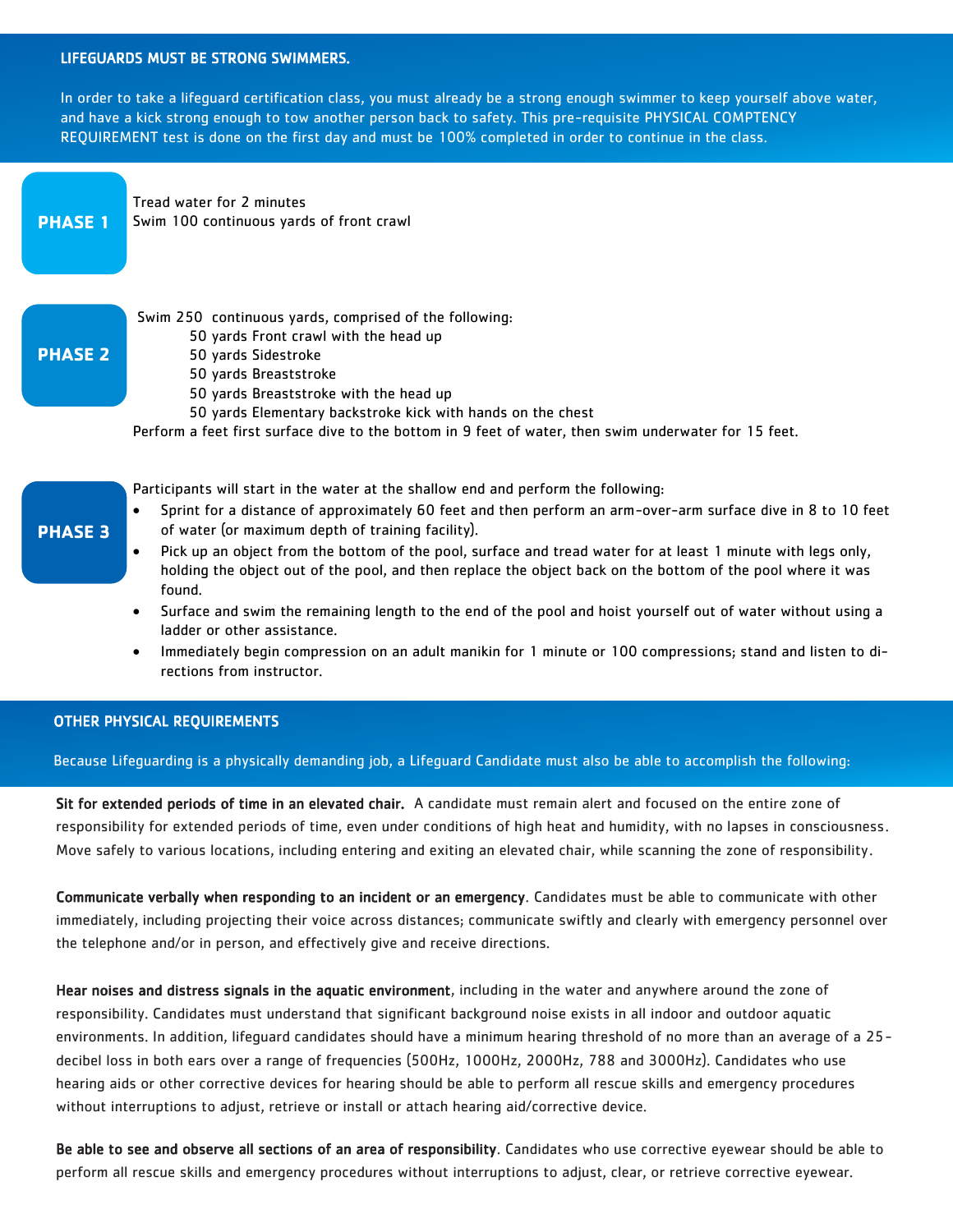## LIFEGUARDS MUST BE STRONG SWIMMERS.

In order to take a lifeguard certification class, you must already be a strong enough swimmer to keep yourself above water, and have a kick strong enough to tow another person back to safety. This pre-requisite PHYSICAL COMPTENCY REQUIREMENT test is done on the first day and must be 100% completed in order to continue in the class.

### PHASE 1

Tread water for 2 minutes
Swim 100 continuous yards of front crawl

### PHASE 2

Swim 250 continuous yards, comprised of the following:

- 50 yards Front crawl with the head up
- 50 yards Sidestroke
- 50 yards Breaststroke
- 50 yards Breaststroke with the head up
- 50 yards Elementary backstroke kick with hands on the chest

Perform a feet first surface dive to the bottom in 9 feet of water, then swim underwater for 15 feet.

### PHASE 3

Participants will start in the water at the shallow end and perform the following:

- Sprint for a distance of approximately 60 feet and then perform an arm-over-arm surface dive in 8 to 10 feet of water (or maximum depth of training facility).
- Pick up an object from the bottom of the pool, surface and tread water for at least 1 minute with legs only, holding the object out of the pool, and then replace the object back on the bottom of the pool where it was found.
- Surface and swim the remaining length to the end of the pool and hoist yourself out of water without using a ladder or other assistance.
- Immediately begin compression on an adult manikin for 1 minute or 100 compressions; stand and listen to directions from instructor.

## OTHER PHYSICAL REQUIREMENTS

Because Lifeguarding is a physically demanding job, a Lifeguard Candidate must also be able to accomplish the following:

**Sit for extended periods of time in an elevated chair.** A candidate must remain alert and focused on the entire zone of responsibility for extended periods of time, even under conditions of high heat and humidity, with no lapses in consciousness. Move safely to various locations, including entering and exiting an elevated chair, while scanning the zone of responsibility.

**Communicate verbally when responding to an incident or an emergency**. Candidates must be able to communicate with other immediately, including projecting their voice across distances; communicate swiftly and clearly with emergency personnel over the telephone and/or in person, and effectively give and receive directions.

**Hear noises and distress signals in the aquatic environment**, including in the water and anywhere around the zone of responsibility. Candidates must understand that significant background noise exists in all indoor and outdoor aquatic environments. In addition, lifeguard candidates should have a minimum hearing threshold of no more than an average of a 25-decibel loss in both ears over a range of frequencies (500Hz, 1000Hz, 2000Hz, 788 and 3000Hz). Candidates who use hearing aids or other corrective devices for hearing should be able to perform all rescue skills and emergency procedures without interruptions to adjust, retrieve or install or attach hearing aid/corrective device.

**Be able to see and observe all sections of an area of responsibility**. Candidates who use corrective eyewear should be able to perform all rescue skills and emergency procedures without interruptions to adjust, clear, or retrieve corrective eyewear.